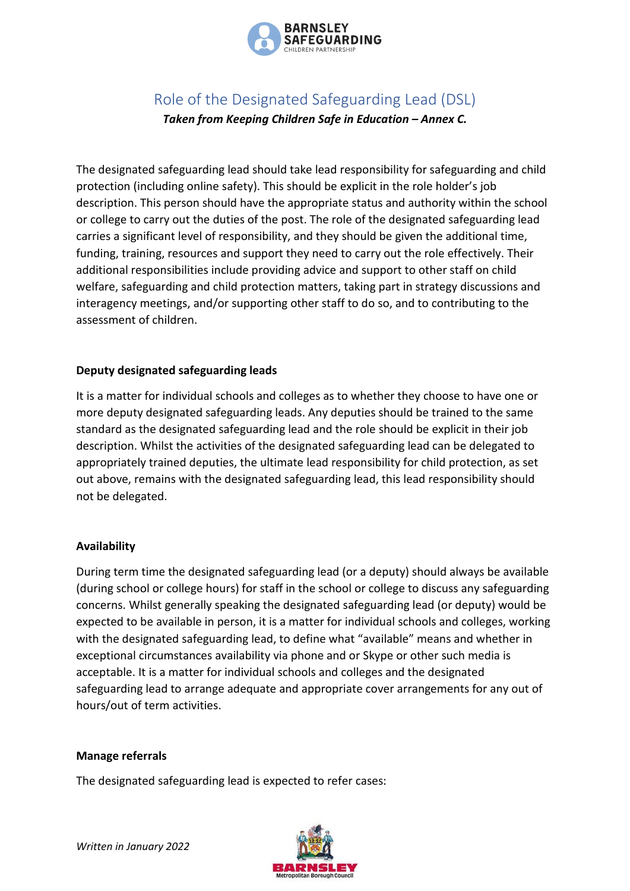# Role of the Designated Safeguarding Lead (DSL)

***Taken from Keeping Children Safe in Education – Annex C.***

The designated safeguarding lead should take lead responsibility for safeguarding and child protection (including online safety). This should be explicit in the role holder's job description. This person should have the appropriate status and authority within the school or college to carry out the duties of the post. The role of the designated safeguarding lead carries a significant level of responsibility, and they should be given the additional time, funding, training, resources and support they need to carry out the role effectively. Their additional responsibilities include providing advice and support to other staff on child welfare, safeguarding and child protection matters, taking part in strategy discussions and interagency meetings, and/or supporting other staff to do so, and to contributing to the assessment of children.

**Deputy designated safeguarding leads**

It is a matter for individual schools and colleges as to whether they choose to have one or more deputy designated safeguarding leads. Any deputies should be trained to the same standard as the designated safeguarding lead and the role should be explicit in their job description. Whilst the activities of the designated safeguarding lead can be delegated to appropriately trained deputies, the ultimate lead responsibility for child protection, as set out above, remains with the designated safeguarding lead, this lead responsibility should not be delegated.

**Availability**

During term time the designated safeguarding lead (or a deputy) should always be available (during school or college hours) for staff in the school or college to discuss any safeguarding concerns. Whilst generally speaking the designated safeguarding lead (or deputy) would be expected to be available in person, it is a matter for individual schools and colleges, working with the designated safeguarding lead, to define what "available" means and whether in exceptional circumstances availability via phone and or Skype or other such media is acceptable. It is a matter for individual schools and colleges and the designated safeguarding lead to arrange adequate and appropriate cover arrangements for any out of hours/out of term activities.

**Manage referrals**

The designated safeguarding lead is expected to refer cases:

*Written in January 2022*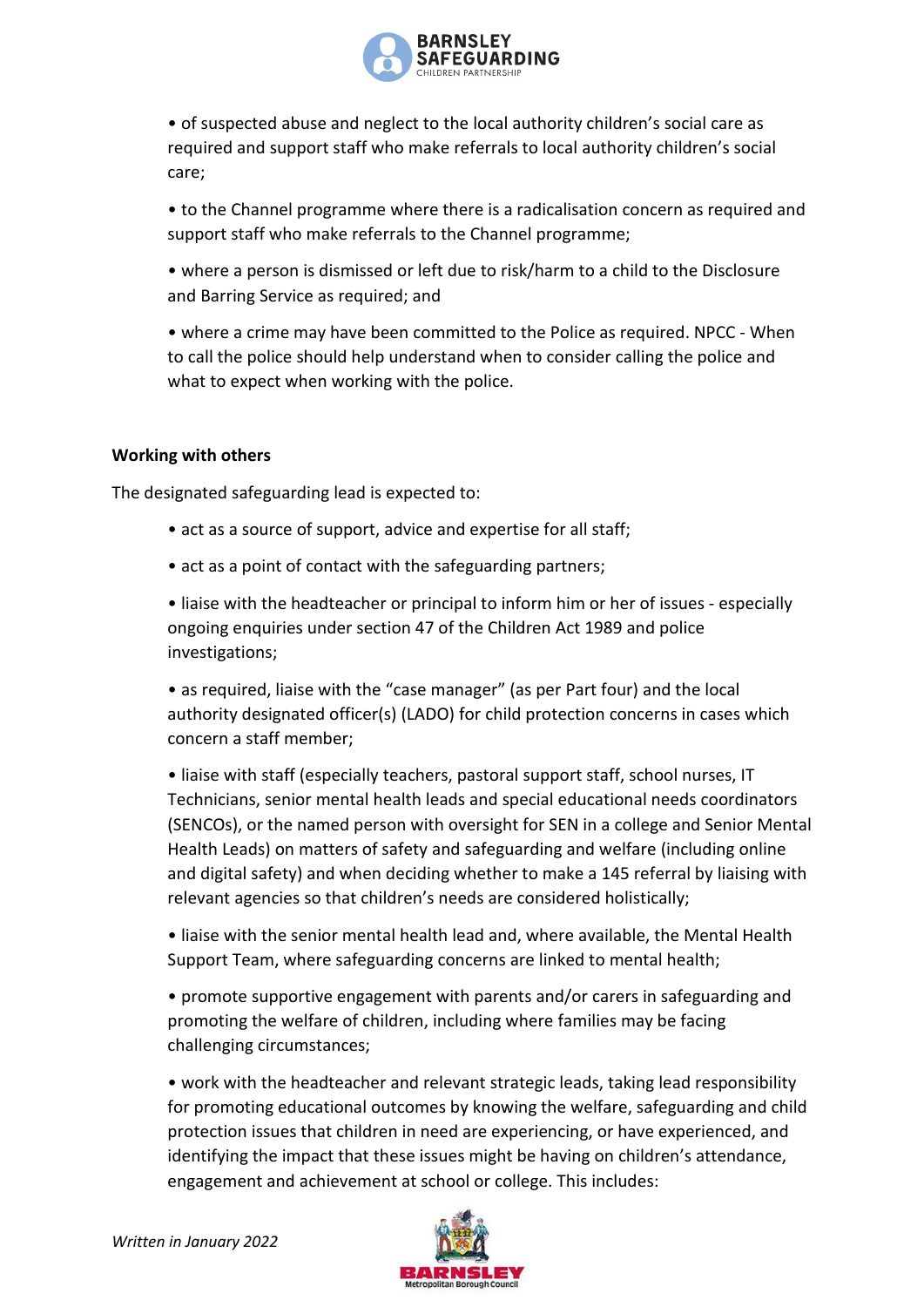- of suspected abuse and neglect to the local authority children's social care as required and support staff who make referrals to local authority children's social care;

- to the Channel programme where there is a radicalisation concern as required and support staff who make referrals to the Channel programme;

- where a person is dismissed or left due to risk/harm to a child to the Disclosure and Barring Service as required; and

- where a crime may have been committed to the Police as required. NPCC - When to call the police should help understand when to consider calling the police and what to expect when working with the police.

**Working with others**

The designated safeguarding lead is expected to:

- act as a source of support, advice and expertise for all staff;

- act as a point of contact with the safeguarding partners;

- liaise with the headteacher or principal to inform him or her of issues - especially ongoing enquiries under section 47 of the Children Act 1989 and police investigations;

- as required, liaise with the "case manager" (as per Part four) and the local authority designated officer(s) (LADO) for child protection concerns in cases which concern a staff member;

- liaise with staff (especially teachers, pastoral support staff, school nurses, IT Technicians, senior mental health leads and special educational needs coordinators (SENCOs), or the named person with oversight for SEN in a college and Senior Mental Health Leads) on matters of safety and safeguarding and welfare (including online and digital safety) and when deciding whether to make a 145 referral by liaising with relevant agencies so that children's needs are considered holistically;

- liaise with the senior mental health lead and, where available, the Mental Health Support Team, where safeguarding concerns are linked to mental health;

- promote supportive engagement with parents and/or carers in safeguarding and promoting the welfare of children, including where families may be facing challenging circumstances;

- work with the headteacher and relevant strategic leads, taking lead responsibility for promoting educational outcomes by knowing the welfare, safeguarding and child protection issues that children in need are experiencing, or have experienced, and identifying the impact that these issues might be having on children's attendance, engagement and achievement at school or college. This includes: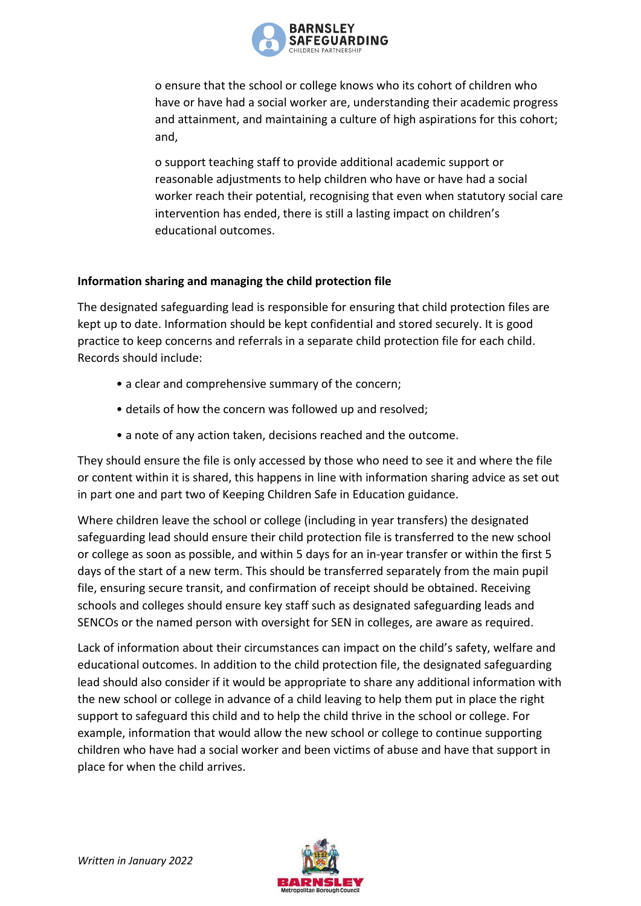o ensure that the school or college knows who its cohort of children who have or have had a social worker are, understanding their academic progress and attainment, and maintaining a culture of high aspirations for this cohort; and,

o support teaching staff to provide additional academic support or reasonable adjustments to help children who have or have had a social worker reach their potential, recognising that even when statutory social care intervention has ended, there is still a lasting impact on children's educational outcomes.

**Information sharing and managing the child protection file**

The designated safeguarding lead is responsible for ensuring that child protection files are kept up to date. Information should be kept confidential and stored securely. It is good practice to keep concerns and referrals in a separate child protection file for each child. Records should include:

- a clear and comprehensive summary of the concern;
- details of how the concern was followed up and resolved;
- a note of any action taken, decisions reached and the outcome.

They should ensure the file is only accessed by those who need to see it and where the file or content within it is shared, this happens in line with information sharing advice as set out in part one and part two of Keeping Children Safe in Education guidance.

Where children leave the school or college (including in year transfers) the designated safeguarding lead should ensure their child protection file is transferred to the new school or college as soon as possible, and within 5 days for an in-year transfer or within the first 5 days of the start of a new term. This should be transferred separately from the main pupil file, ensuring secure transit, and confirmation of receipt should be obtained. Receiving schools and colleges should ensure key staff such as designated safeguarding leads and SENCOs or the named person with oversight for SEN in colleges, are aware as required.

Lack of information about their circumstances can impact on the child's safety, welfare and educational outcomes. In addition to the child protection file, the designated safeguarding lead should also consider if it would be appropriate to share any additional information with the new school or college in advance of a child leaving to help them put in place the right support to safeguard this child and to help the child thrive in the school or college. For example, information that would allow the new school or college to continue supporting children who have had a social worker and been victims of abuse and have that support in place for when the child arrives.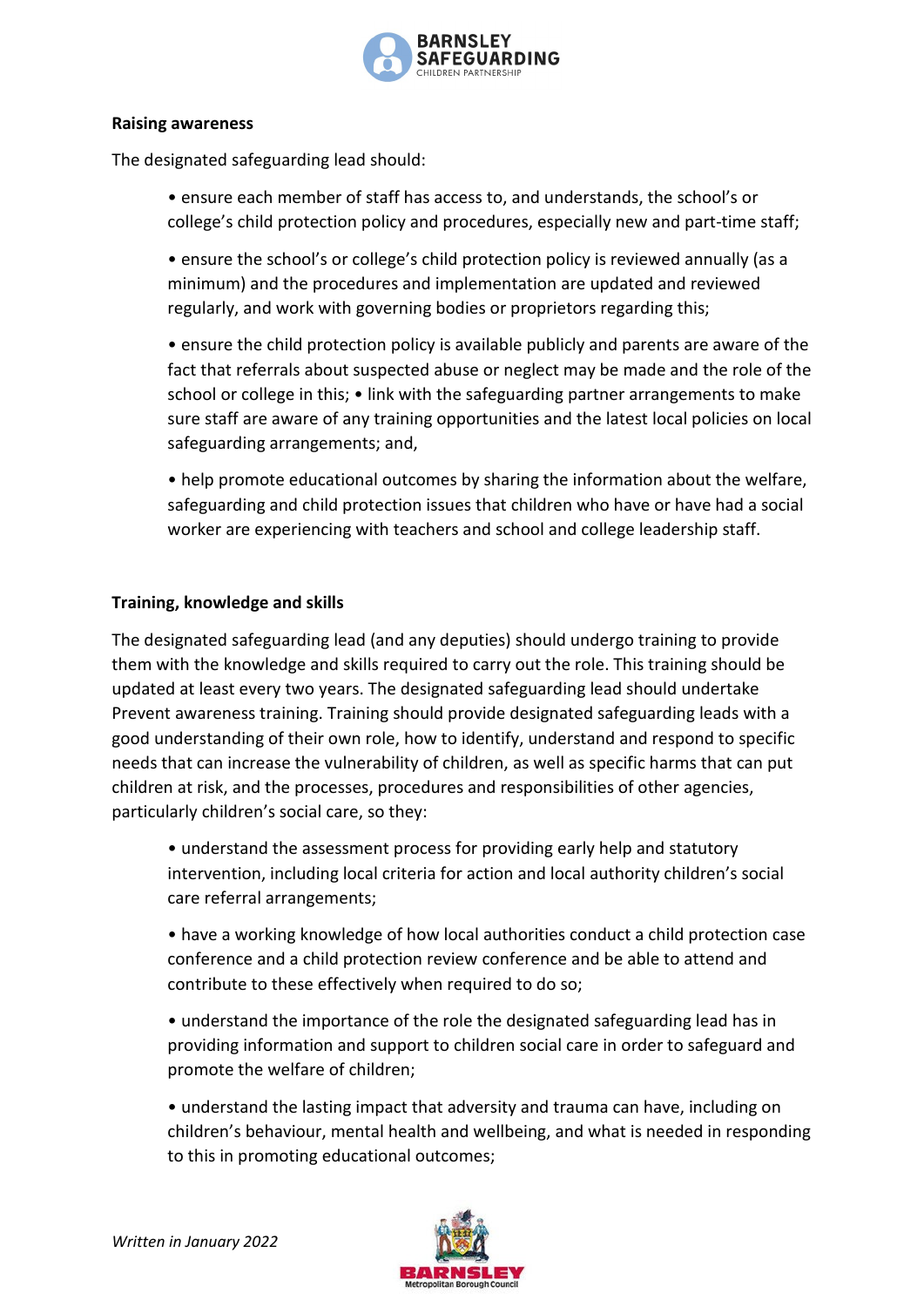**Raising awareness**

The designated safeguarding lead should:

- ensure each member of staff has access to, and understands, the school's or college's child protection policy and procedures, especially new and part-time staff;
- ensure the school's or college's child protection policy is reviewed annually (as a minimum) and the procedures and implementation are updated and reviewed regularly, and work with governing bodies or proprietors regarding this;
- ensure the child protection policy is available publicly and parents are aware of the fact that referrals about suspected abuse or neglect may be made and the role of the school or college in this; • link with the safeguarding partner arrangements to make sure staff are aware of any training opportunities and the latest local policies on local safeguarding arrangements; and,
- help promote educational outcomes by sharing the information about the welfare, safeguarding and child protection issues that children who have or have had a social worker are experiencing with teachers and school and college leadership staff.

**Training, knowledge and skills**

The designated safeguarding lead (and any deputies) should undergo training to provide them with the knowledge and skills required to carry out the role. This training should be updated at least every two years. The designated safeguarding lead should undertake Prevent awareness training. Training should provide designated safeguarding leads with a good understanding of their own role, how to identify, understand and respond to specific needs that can increase the vulnerability of children, as well as specific harms that can put children at risk, and the processes, procedures and responsibilities of other agencies, particularly children's social care, so they:

- understand the assessment process for providing early help and statutory intervention, including local criteria for action and local authority children's social care referral arrangements;
- have a working knowledge of how local authorities conduct a child protection case conference and a child protection review conference and be able to attend and contribute to these effectively when required to do so;
- understand the importance of the role the designated safeguarding lead has in providing information and support to children social care in order to safeguard and promote the welfare of children;
- understand the lasting impact that adversity and trauma can have, including on children's behaviour, mental health and wellbeing, and what is needed in responding to this in promoting educational outcomes;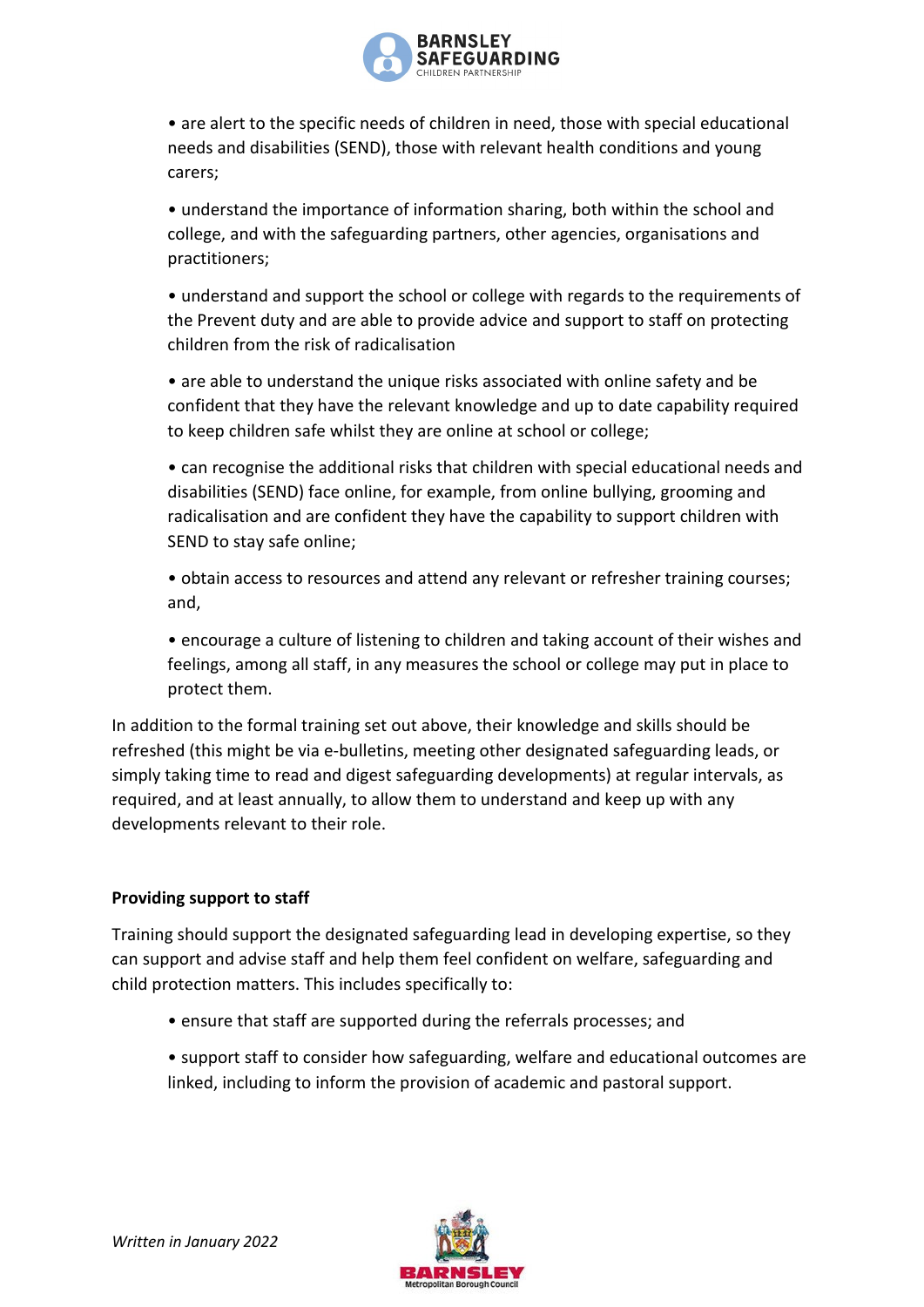- are alert to the specific needs of children in need, those with special educational needs and disabilities (SEND), those with relevant health conditions and young carers;
- understand the importance of information sharing, both within the school and college, and with the safeguarding partners, other agencies, organisations and practitioners;
- understand and support the school or college with regards to the requirements of the Prevent duty and are able to provide advice and support to staff on protecting children from the risk of radicalisation
- are able to understand the unique risks associated with online safety and be confident that they have the relevant knowledge and up to date capability required to keep children safe whilst they are online at school or college;
- can recognise the additional risks that children with special educational needs and disabilities (SEND) face online, for example, from online bullying, grooming and radicalisation and are confident they have the capability to support children with SEND to stay safe online;
- obtain access to resources and attend any relevant or refresher training courses; and,
- encourage a culture of listening to children and taking account of their wishes and feelings, among all staff, in any measures the school or college may put in place to protect them.

In addition to the formal training set out above, their knowledge and skills should be refreshed (this might be via e-bulletins, meeting other designated safeguarding leads, or simply taking time to read and digest safeguarding developments) at regular intervals, as required, and at least annually, to allow them to understand and keep up with any developments relevant to their role.

**Providing support to staff**

Training should support the designated safeguarding lead in developing expertise, so they can support and advise staff and help them feel confident on welfare, safeguarding and child protection matters. This includes specifically to:

- ensure that staff are supported during the referrals processes; and
- support staff to consider how safeguarding, welfare and educational outcomes are linked, including to inform the provision of academic and pastoral support.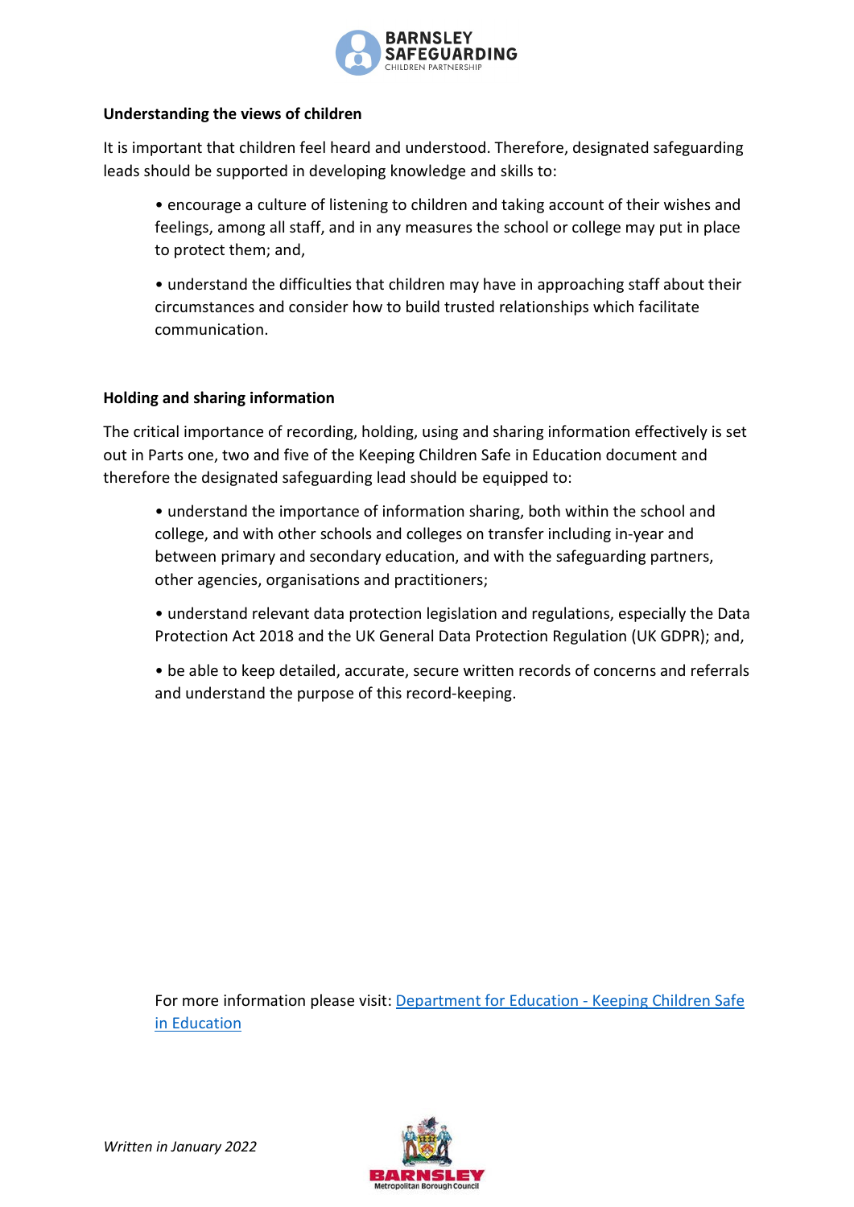**Understanding the views of children**

It is important that children feel heard and understood. Therefore, designated safeguarding leads should be supported in developing knowledge and skills to:

- encourage a culture of listening to children and taking account of their wishes and feelings, among all staff, and in any measures the school or college may put in place to protect them; and,
- understand the difficulties that children may have in approaching staff about their circumstances and consider how to build trusted relationships which facilitate communication.

**Holding and sharing information**

The critical importance of recording, holding, using and sharing information effectively is set out in Parts one, two and five of the Keeping Children Safe in Education document and therefore the designated safeguarding lead should be equipped to:

- understand the importance of information sharing, both within the school and college, and with other schools and colleges on transfer including in-year and between primary and secondary education, and with the safeguarding partners, other agencies, organisations and practitioners;
- understand relevant data protection legislation and regulations, especially the Data Protection Act 2018 and the UK General Data Protection Regulation (UK GDPR); and,
- be able to keep detailed, accurate, secure written records of concerns and referrals and understand the purpose of this record-keeping.

For more information please visit: [Department for Education - Keeping Children Safe in Education]

*Written in January 2022*